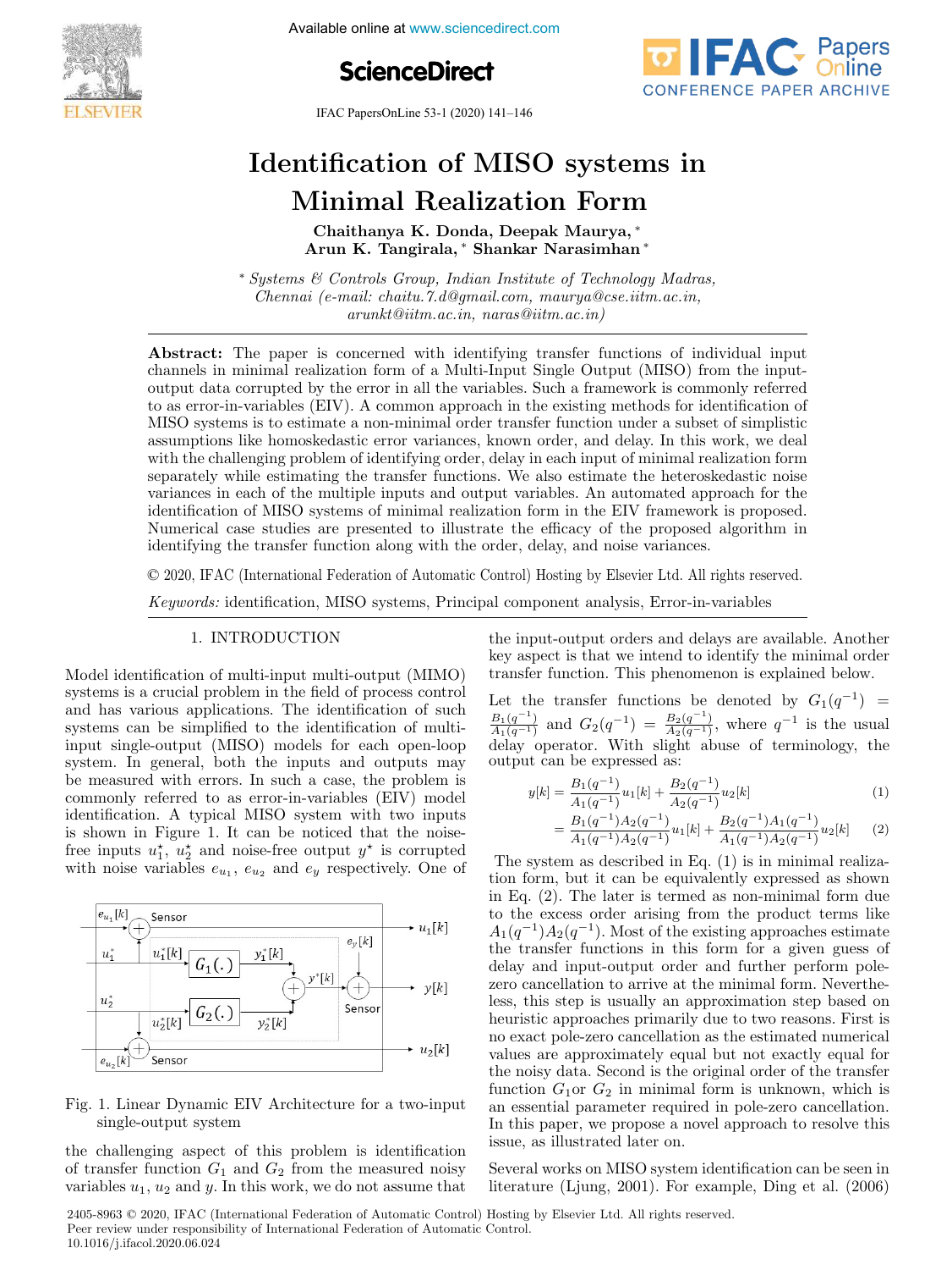# Identification of MISO systems in Minimal Realization Form

**Chaithanya K. Donda, Deepak Maurya, \* Arun K. Tangirala, \* Shankar Narasimhan \***

\* *Systems & Controls Group, Indian Institute of Technology Madras, Chennai (e-mail: chaitu.7.d@gmail.com, maurya@cse.iitm.ac.in, arunkt@iitm.ac.in, naras@iitm.ac.in)*

**Abstract:** The paper is concerned with identifying transfer functions of individual input channels in minimal realization form of a Multi-Input Single Output (MISO) from the input-output data corrupted by the error in all the variables. Such a framework is commonly referred to as error-in-variables (EIV). A common approach in the existing methods for identification of MISO systems is to estimate a non-minimal order transfer function under a subset of simplistic assumptions like homoskedastic error variances, known order, and delay. In this work, we deal with the challenging problem of identifying order, delay in each input of minimal realization form separately while estimating the transfer functions. We also estimate the heteroskedastic noise variances in each of the multiple inputs and output variables. An automated approach for the identification of MISO systems of minimal realization form in the EIV framework is proposed. Numerical case studies are presented to illustrate the efficacy of the proposed algorithm in identifying the transfer function along with the order, delay, and noise variances.

© 2020, IFAC (International Federation of Automatic Control) Hosting by Elsevier Ltd. All rights reserved.

*Keywords:* identification, MISO systems, Principal component analysis, Error-in-variables

## 1. INTRODUCTION

Model identification of multi-input multi-output (MIMO) systems is a crucial problem in the field of process control and has various applications. The identification of such systems can be simplified to the identification of multi-input single-output (MISO) models for each open-loop system. In general, both the inputs and outputs may be measured with errors. In such a case, the problem is commonly referred to as error-in-variables (EIV) model identification. A typical MISO system with two inputs is shown in Figure 1. It can be noticed that the noise-free inputs $u_1^\star$, $u_2^\star$ and noise-free output $y^\star$ is corrupted with noise variables $e_{u_1}$, $e_{u_2}$ and $e_y$ respectively. One of

Fig. 1. Linear Dynamic EIV Architecture for a two-input single-output system

the challenging aspect of this problem is identification of transfer function $G_1$ and $G_2$ from the measured noisy variables $u_1$, $u_2$ and $y$. In this work, we do not assume that the input-output orders and delays are available. Another key aspect is that we intend to identify the minimal order transfer function. This phenomenon is explained below.

Let the transfer functions be denoted by $G_1(q^{-1}) = \frac{B_1(q^{-1})}{A_1(q^{-1})}$ and $G_2(q^{-1}) = \frac{B_2(q^{-1})}{A_2(q^{-1})}$, where $q^{-1}$ is the usual delay operator. With slight abuse of terminology, the output can be expressed as:

$$y[k] = \frac{B_1(q^{-1})}{A_1(q^{-1})}u_1[k] + \frac{B_2(q^{-1})}{A_2(q^{-1})}u_2[k] \tag{1}$$

$$= \frac{B_1(q^{-1})A_2(q^{-1})}{A_1(q^{-1})A_2(q^{-1})}u_1[k] + \frac{B_2(q^{-1})A_1(q^{-1})}{A_1(q^{-1})A_2(q^{-1})}u_2[k] \tag{2}$$

The system as described in Eq. (1) is in minimal realization form, but it can be equivalently expressed as shown in Eq. (2). The later is termed as non-minimal form due to the excess order arising from the product terms like $A_1(q^{-1})A_2(q^{-1})$. Most of the existing approaches estimate the transfer functions in this form for a given guess of delay and input-output order and further perform pole-zero cancellation to arrive at the minimal form. Nevertheless, this step is usually an approximation step based on heuristic approaches primarily due to two reasons. First is no exact pole-zero cancellation as the estimated numerical values are approximately equal but not exactly equal for the noisy data. Second is the original order of the transfer function $G_1$or $G_2$ in minimal form is unknown, which is an essential parameter required in pole-zero cancellation. In this paper, we propose a novel approach to resolve this issue, as illustrated later on.

Several works on MISO system identification can be seen in literature (Ljung, 2001). For example, Ding et al. (2006)

2405-8963 © 2020, IFAC (International Federation of Automatic Control) Hosting by Elsevier Ltd. All rights reserved.
Peer review under responsibility of International Federation of Automatic Control.
10.1016/j.ifacol.2020.06.024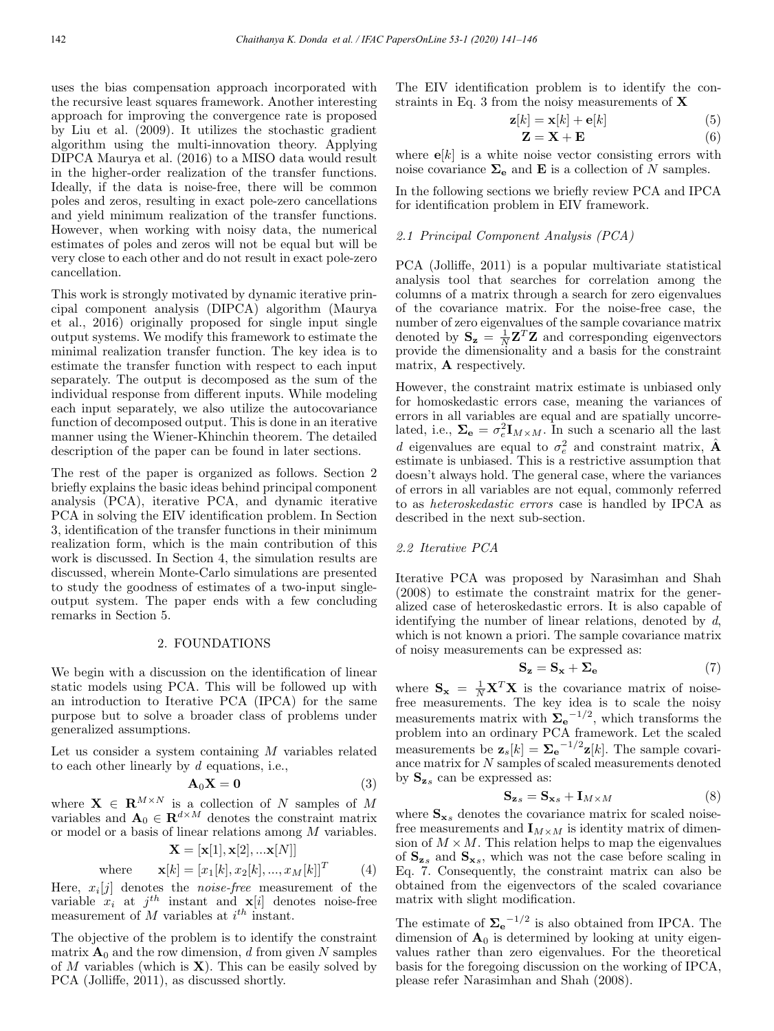uses the bias compensation approach incorporated with the recursive least squares framework. Another interesting approach for improving the convergence rate is proposed by Liu et al. (2009). It utilizes the stochastic gradient algorithm using the multi-innovation theory. Applying DIPCA Maurya et al. (2016) to a MISO data would result in the higher-order realization of the transfer functions. Ideally, if the data is noise-free, there will be common poles and zeros, resulting in exact pole-zero cancellations and yield minimum realization of the transfer functions. However, when working with noisy data, the numerical estimates of poles and zeros will not be equal but will be very close to each other and do not result in exact pole-zero cancellation.

This work is strongly motivated by dynamic iterative principal component analysis (DIPCA) algorithm (Maurya et al., 2016) originally proposed for single input single output systems. We modify this framework to estimate the minimal realization transfer function. The key idea is to estimate the transfer function with respect to each input separately. The output is decomposed as the sum of the individual response from different inputs. While modeling each input separately, we also utilize the autocovariance function of decomposed output. This is done in an iterative manner using the Wiener-Khinchin theorem. The detailed description of the paper can be found in later sections.

The rest of the paper is organized as follows. Section 2 briefly explains the basic ideas behind principal component analysis (PCA), iterative PCA, and dynamic iterative PCA in solving the EIV identification problem. In Section 3, identification of the transfer functions in their minimum realization form, which is the main contribution of this work is discussed. In Section 4, the simulation results are discussed, wherein Monte-Carlo simulations are presented to study the goodness of estimates of a two-input single-output system. The paper ends with a few concluding remarks in Section 5.

## 2. FOUNDATIONS

We begin with a discussion on the identification of linear static models using PCA. This will be followed up with an introduction to Iterative PCA (IPCA) for the same purpose but to solve a broader class of problems under generalized assumptions.

Let us consider a system containing $M$ variables related to each other linearly by $d$ equations, i.e.,

$$\mathbf{A}_0\mathbf{X} = \mathbf{0} \tag{3}$$

where $\mathbf{X} \in \mathbf{R}^{M\times N}$ is a collection of $N$ samples of $M$ variables and $\mathbf{A}_0 \in \mathbf{R}^{d\times M}$ denotes the constraint matrix or model or a basis of linear relations among $M$ variables.

$$\mathbf{X} = [\mathbf{x}[1], \mathbf{x}[2], ...\mathbf{x}[N]]$$

$$\text{where} \qquad \mathbf{x}[k] = [x_1[k], x_2[k], ..., x_M[k]]^T \tag{4}$$

Here, $x_i[j]$ denotes the *noise-free* measurement of the variable $x_i$ at $j^{th}$ instant and $\mathbf{x}[i]$ denotes noise-free measurement of $M$ variables at $i^{th}$ instant.

The objective of the problem is to identify the constraint matrix $\mathbf{A}_0$ and the row dimension, $d$ from given $N$ samples of $M$ variables (which is $\mathbf{X}$). This can be easily solved by PCA (Jolliffe, 2011), as discussed shortly.

The EIV identification problem is to identify the constraints in Eq. 3 from the noisy measurements of $\mathbf{X}$

$$\mathbf{z}[k] = \mathbf{x}[k] + \mathbf{e}[k] \tag{5}$$

$$\mathbf{Z} = \mathbf{X} + \mathbf{E} \tag{6}$$

where $\mathbf{e}[k]$ is a white noise vector consisting errors with noise covariance $\mathbf{\Sigma_e}$ and $\mathbf{E}$ is a collection of $N$ samples.

In the following sections we briefly review PCA and IPCA for identification problem in EIV framework.

### *2.1 Principal Component Analysis (PCA)*

PCA (Jolliffe, 2011) is a popular multivariate statistical analysis tool that searches for correlation among the columns of a matrix through a search for zero eigenvalues of the covariance matrix. For the noise-free case, the number of zero eigenvalues of the sample covariance matrix denoted by $\mathbf{S_z} = \frac{1}{N}\mathbf{Z}^T\mathbf{Z}$ and corresponding eigenvectors provide the dimensionality and a basis for the constraint matrix, $\mathbf{A}$ respectively.

However, the constraint matrix estimate is unbiased only for homoskedastic errors case, meaning the variances of errors in all variables are equal and are spatially uncorrelated, i.e., $\mathbf{\Sigma_e} = \sigma_e^2\mathbf{I}_{M\times M}$. In such a scenario all the last $d$ eigenvalues are equal to $\sigma_e^2$ and constraint matrix, $\hat{\mathbf{A}}$ estimate is unbiased. This is a restrictive assumption that doesn't always hold. The general case, where the variances of errors in all variables are not equal, commonly referred to as *heteroskedastic errors* case is handled by IPCA as described in the next sub-section.

### *2.2 Iterative PCA*

Iterative PCA was proposed by Narasimhan and Shah (2008) to estimate the constraint matrix for the generalized case of heteroskedastic errors. It is also capable of identifying the number of linear relations, denoted by $d$, which is not known a priori. The sample covariance matrix of noisy measurements can be expressed as:

$$\mathbf{S_z} = \mathbf{S_x} + \mathbf{\Sigma_e} \tag{7}$$

where $\mathbf{S_x} = \frac{1}{N}\mathbf{X}^T\mathbf{X}$ is the covariance matrix of noise-free measurements. The key idea is to scale the noisy measurements matrix with $\mathbf{\Sigma_e}^{-1/2}$, which transforms the problem into an ordinary PCA framework. Let the scaled measurements be $\mathbf{z}_s[k] = \mathbf{\Sigma_e}^{-1/2}\mathbf{z}[k]$. The sample covariance matrix for $N$ samples of scaled measurements denoted by $\mathbf{S}_{\mathbf{z}s}$ can be expressed as:

$$\mathbf{S}_{\mathbf{z}s} = \mathbf{S}_{\mathbf{x}s} + \mathbf{I}_{M\times M} \tag{8}$$

where $\mathbf{S}_{\mathbf{x}_s}$ denotes the covariance matrix for scaled noise-free measurements and $\mathbf{I}_{M\times M}$ is identity matrix of dimension of $M \times M$. This relation helps to map the eigenvalues of $\mathbf{S}_{\mathbf{z}s}$ and $\mathbf{S}_{\mathbf{x}s}$, which was not the case before scaling in Eq. 7. Consequently, the constraint matrix can also be obtained from the eigenvectors of the scaled covariance matrix with slight modification.

The estimate of $\mathbf{\Sigma_e}^{-1/2}$ is also obtained from IPCA. The dimension of $\mathbf{A}_0$ is determined by looking at unity eigenvalues rather than zero eigenvalues. For the theoretical basis for the foregoing discussion on the working of IPCA, please refer Narasimhan and Shah (2008).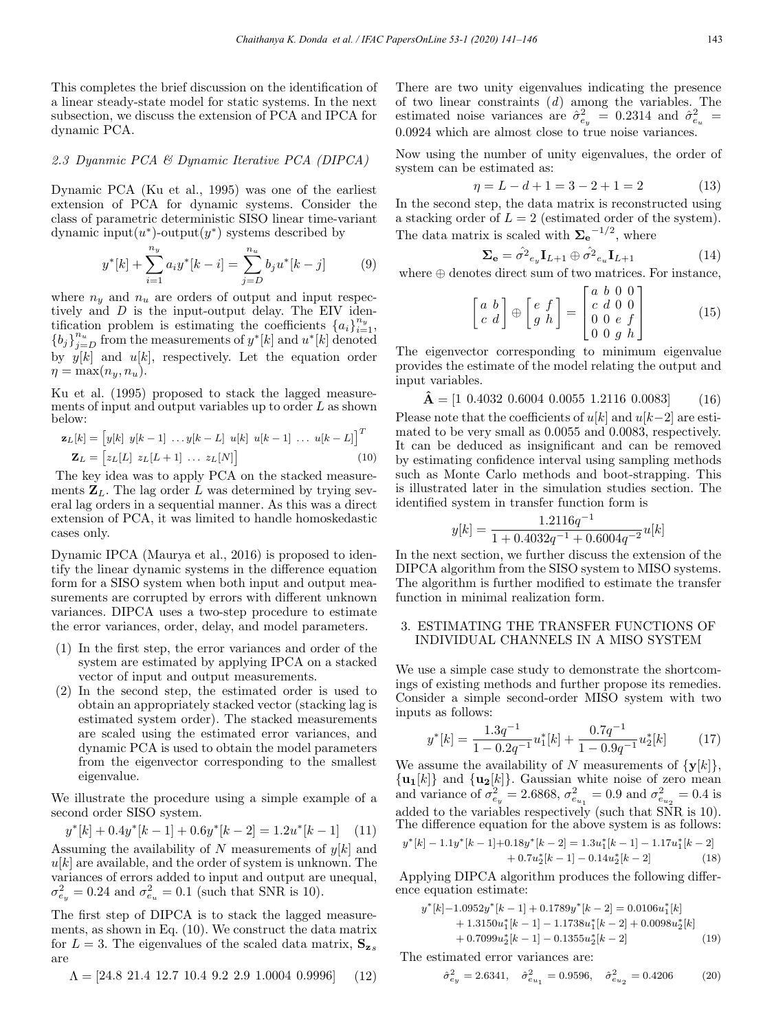This completes the brief discussion on the identification of a linear steady-state model for static systems. In the next subsection, we discuss the extension of PCA and IPCA for dynamic PCA.

### *2.3 Dyanmic PCA & Dynamic Iterative PCA (DIPCA)*

Dynamic PCA (Ku et al., 1995) was one of the earliest extension of PCA for dynamic systems. Consider the class of parametric deterministic SISO linear time-variant dynamic input($u^*$)-output($y^*$) systems described by

$$y^*[k] + \sum_{i=1}^{n_y} a_i y^*[k-i] = \sum_{j=D}^{n_u} b_j u^*[k-j] \tag{9}$$

where $n_y$ and $n_u$ are orders of output and input respectively and $D$ is the input-output delay. The EIV identification problem is estimating the coefficients $\{a_i\}_{i=1}^{n_y}$, $\{b_j\}_{j=D}^{n_u}$ from the measurements of $y^*[k]$ and $u^*[k]$ denoted by $y[k]$ and $u[k]$, respectively. Let the equation order $\eta = \max(n_y, n_u)$.

Ku et al. (1995) proposed to stack the lagged measurements of input and output variables up to order $L$ as shown below:

$$\begin{aligned}\mathbf{z}_L[k] &= \begin{bmatrix} y[k] \; y[k-1] \; \ldots y[k-L] \; u[k] \; u[k-1] \; \ldots \; u[k-L] \end{bmatrix}^T \\ \mathbf{Z}_L &= \begin{bmatrix} z_L[L] \; z_L[L+1] \; \ldots \; z_L[N] \end{bmatrix}\end{aligned} \tag{10}$$

The key idea was to apply PCA on the stacked measurements $\mathbf{Z}_L$. The lag order $L$ was determined by trying several lag orders in a sequential manner. As this was a direct extension of PCA, it was limited to handle homoskedastic cases only.

Dynamic IPCA (Maurya et al., 2016) is proposed to identify the linear dynamic systems in the difference equation form for a SISO system when both input and output measurements are corrupted by errors with different unknown variances. DIPCA uses a two-step procedure to estimate the error variances, order, delay, and model parameters.

1. In the first step, the error variances and order of the system are estimated by applying IPCA on a stacked vector of input and output measurements.
2. In the second step, the estimated order is used to obtain an appropriately stacked vector (stacking lag is estimated system order). The stacked measurements are scaled using the estimated error variances, and dynamic PCA is used to obtain the model parameters from the eigenvector corresponding to the smallest eigenvalue.

We illustrate the procedure using a simple example of a second order SISO system.

$$y^*[k] + 0.4y^*[k-1] + 0.6y^*[k-2] = 1.2u^*[k-1] \tag{11}$$

Assuming the availability of $N$ measurements of $y[k]$ and $u[k]$ are available, and the order of system is unknown. The variances of errors added to input and output are unequal, $\sigma_{e_y}^2 = 0.24$ and $\sigma_{e_u}^2 = 0.1$ (such that SNR is 10).

The first step of DIPCA is to stack the lagged measurements, as shown in Eq. (10). We construct the data matrix for $L = 3$. The eigenvalues of the scaled data matrix, $\mathbf{S}_{\mathbf{z}s}$ are

$$\Lambda = [24.8 \; 21.4 \; 12.7 \; 10.4 \; 9.2 \; 2.9 \; 1.0004 \; 0.9996] \tag{12}$$

There are two unity eigenvalues indicating the presence of two linear constraints ($d$) among the variables. The estimated noise variances are $\hat{\sigma}_{e_y}^2 = 0.2314$ and $\hat{\sigma}_{e_u}^2 = 0.0924$ which are almost close to true noise variances.

Now using the number of unity eigenvalues, the order of system can be estimated as:

$$\eta = L - d + 1 = 3 - 2 + 1 = 2 \tag{13}$$

In the second step, the data matrix is reconstructed using a stacking order of $L = 2$ (estimated order of the system). The data matrix is scaled with $\mathbf{\Sigma_e}^{-1/2}$, where

$$\mathbf{\Sigma_e} = \hat{\sigma^2}_{e_y} \mathbf{I}_{L+1} \oplus \hat{\sigma^2}_{e_u} \mathbf{I}_{L+1} \tag{14}$$

where $\oplus$ denotes direct sum of two matrices. For instance,

$$\begin{bmatrix} a & b \\ c & d \end{bmatrix} \oplus \begin{bmatrix} e & f \\ g & h \end{bmatrix} = \begin{bmatrix} a & b & 0 & 0 \\ c & d & 0 & 0 \\ 0 & 0 & e & f \\ 0 & 0 & g & h \end{bmatrix} \tag{15}$$

The eigenvector corresponding to minimum eigenvalue provides the estimate of the model relating the output and input variables.

$$\hat{\mathbf{A}} = [1 \; 0.4032 \; 0.6004 \; 0.0055 \; 1.2116 \; 0.0083] \tag{16}$$

Please note that the coefficients of $u[k]$ and $u[k-2]$ are estimated to be very small as 0.0055 and 0.0083, respectively. It can be deduced as insignificant and can be removed by estimating confidence interval using sampling methods such as Monte Carlo methods and boot-strapping. This is illustrated later in the simulation studies section. The identified system in transfer function form is

$$y[k] = \frac{1.2116q^{-1}}{1 + 0.4032q^{-1} + 0.6004q^{-2}} u[k]$$

In the next section, we further discuss the extension of the DIPCA algorithm from the SISO system to MISO systems. The algorithm is further modified to estimate the transfer function in minimal realization form.

## 3. ESTIMATING THE TRANSFER FUNCTIONS OF INDIVIDUAL CHANNELS IN A MISO SYSTEM

We use a simple case study to demonstrate the shortcomings of existing methods and further propose its remedies. Consider a simple second-order MISO system with two inputs as follows:

$$y^*[k] = \frac{1.3q^{-1}}{1 - 0.2q^{-1}} u_1^*[k] + \frac{0.7q^{-1}}{1 - 0.9q^{-1}} u_2^*[k] \tag{17}$$

We assume the availability of $N$ measurements of $\{\mathbf{y}[k]\}$, $\{\mathbf{u_1}[k]\}$ and $\{\mathbf{u_2}[k]\}$. Gaussian white noise of zero mean and variance of $\sigma_{e_y}^2 = 2.6868$, $\sigma_{e_{u_1}}^2 = 0.9$ and $\sigma_{e_{u_2}}^2 = 0.4$ is added to the variables respectively (such that SNR is 10). The difference equation for the above system is as follows:

$$\begin{aligned} y^*[k] - 1.1y^*[k-1] + 0.18y^*[k-2] = 1.3u_1^*[k-1] - 1.17u_1^*[k-2] \\ + 0.7u_2^*[k-1] - 0.14u_2^*[k-2] \end{aligned} \tag{18}$$

Applying DIPCA algorithm produces the following difference equation estimate:

$$\begin{aligned} y^*[k] - 1.0952y^*[k-1] + 0.1789y^*[k-2] = 0.0106u_1^*[k] \\ + 1.3150u_1^*[k-1] - 1.1738u_1^*[k-2] + 0.0098u_2^*[k] \\ + 0.7099u_2^*[k-1] - 0.1355u_2^*[k-2] \end{aligned} \tag{19}$$

The estimated error variances are:

$$\hat{\sigma}_{e_y}^2 = 2.6341, \quad \hat{\sigma}_{e_{u_1}}^2 = 0.9596, \quad \hat{\sigma}_{e_{u_2}}^2 = 0.4206 \tag{20}$$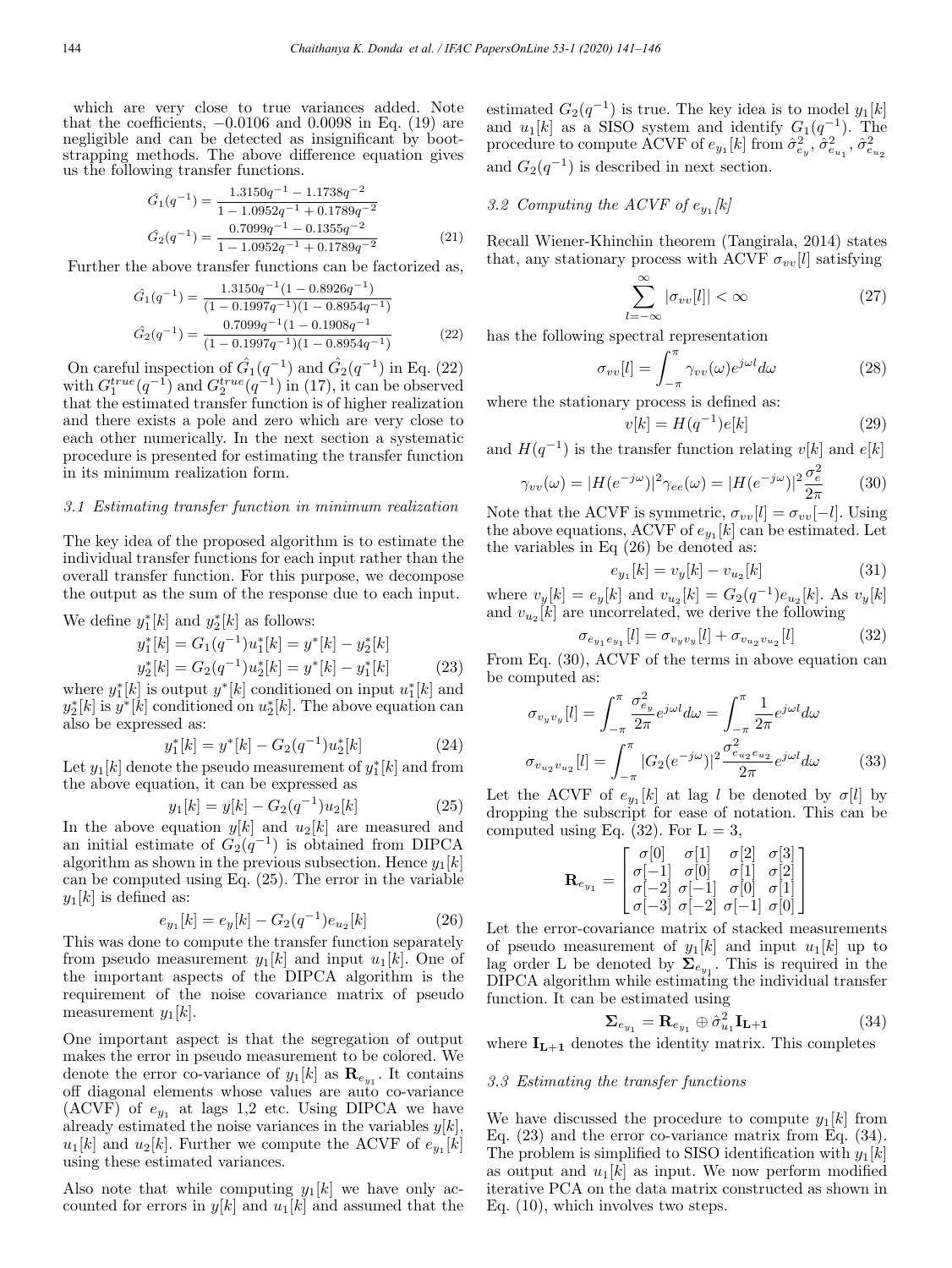which are very close to true variances added. Note that the coefficients, −0.0106 and 0.0098 in Eq. (19) are negligible and can be detected as insignificant by bootstrapping methods. The above difference equation gives us the following transfer functions.

$$\hat{G_1}(q^{-1}) = \frac{1.3150q^{-1} - 1.1738q^{-2}}{1 - 1.0952q^{-1} + 0.1789q^{-2}}$$
$$\hat{G_2}(q^{-1}) = \frac{0.7099q^{-1} - 0.1355q^{-2}}{1 - 1.0952q^{-1} + 0.1789q^{-2}} \tag{21}$$

Further the above transfer functions can be factorized as,

$$\hat{G_1}(q^{-1}) = \frac{1.3150q^{-1}(1 - 0.8926q^{-1})}{(1 - 0.1997q^{-1})(1 - 0.8954q^{-1})}$$
$$\hat{G_2}(q^{-1}) = \frac{0.7099q^{-1}(1 - 0.1908q^{-1}}{(1 - 0.1997q^{-1})(1 - 0.8954q^{-1})} \tag{22}$$

On careful inspection of $\hat{G_1}(q^{-1})$ and $\hat{G_2}(q^{-1})$ in Eq. (22) with $G_1^{true}(q^{-1})$ and $G_2^{true}(q^{-1})$ in (17), it can be observed that the estimated transfer function is of higher realization and there exists a pole and zero which are very close to each other numerically. In the next section a systematic procedure is presented for estimating the transfer function in its minimum realization form.

### 3.1 Estimating transfer function in minimum realization

The key idea of the proposed algorithm is to estimate the individual transfer functions for each input rather than the overall transfer function. For this purpose, we decompose the output as the sum of the response due to each input.

We define $y_1^*[k]$ and $y_2^*[k]$ as follows:

$$y_1^*[k] = G_1(q^{-1})u_1^*[k] = y^*[k] - y_2^*[k]$$
$$y_2^*[k] = G_2(q^{-1})u_2^*[k] = y^*[k] - y_1^*[k] \tag{23}$$

where $y_1^*[k]$ is output $y^*[k]$ conditioned on input $u_1^*[k]$ and $y_2^*[k]$ is $y^*[k]$ conditioned on $u_2^*[k]$. The above equation can also be expressed as:

$$y_1^*[k] = y^*[k] - G_2(q^{-1})u_2^*[k] \tag{24}$$

Let $y_1[k]$ denote the pseudo measurement of $y_1^*[k]$ and from the above equation, it can be expressed as

$$y_1[k] = y[k] - G_2(q^{-1})u_2[k] \tag{25}$$

In the above equation $y[k]$ and $u_2[k]$ are measured and an initial estimate of $G_2(q^{-1})$ is obtained from DIPCA algorithm as shown in the previous subsection. Hence $y_1[k]$ can be computed using Eq. (25). The error in the variable $y_1[k]$ is defined as:

$$e_{y_1}[k] = e_y[k] - G_2(q^{-1})e_{u_2}[k] \tag{26}$$

This was done to compute the transfer function separately from pseudo measurement $y_1[k]$ and input $u_1[k]$. One of the important aspects of the DIPCA algorithm is the requirement of the noise covariance matrix of pseudo measurement $y_1[k]$.

One important aspect is that the segregation of output makes the error in pseudo measurement to be colored. We denote the error co-variance of $y_1[k]$ as $\mathbf{R}_{e_{y_1}}$. It contains off diagonal elements whose values are auto co-variance (ACVF) of $e_{y_1}$ at lags 1,2 etc. Using DIPCA we have already estimated the noise variances in the variables $y[k]$, $u_1[k]$ and $u_2[k]$. Further we compute the ACVF of $e_{y_1}[k]$ using these estimated variances.

Also note that while computing $y_1[k]$ we have only accounted for errors in $y[k]$ and $u_1[k]$ and assumed that the estimated $G_2(q^{-1})$ is true. The key idea is to model $y_1[k]$ and $u_1[k]$ as a SISO system and identify $G_1(q^{-1})$. The procedure to compute ACVF of $e_{y_1}[k]$ from $\hat{\sigma}^2_{e_y}, \hat{\sigma}^2_{e_{u_1}}, \hat{\sigma}^2_{e_{u_2}}$ and $G_2(q^{-1})$ is described in next section.

### 3.2 Computing the ACVF of $e_{y_1}[k]$

Recall Wiener-Khinchin theorem (Tangirala, 2014) states that, any stationary process with ACVF $\sigma_{vv}[l]$ satisfying

$$\sum_{l=-\infty}^{\infty} |\sigma_{vv}[l]| < \infty \tag{27}$$

has the following spectral representation

$$\sigma_{vv}[l] = \int_{-\pi}^{\pi} \gamma_{vv}(\omega)e^{j\omega l}d\omega \tag{28}$$

where the stationary process is defined as:

$$v[k] = H(q^{-1})e[k] \tag{29}$$

and $H(q^{-1})$ is the transfer function relating $v[k]$ and $e[k]$

$$\gamma_{vv}(\omega) = |H(e^{-j\omega})|^2\gamma_{ee}(\omega) = |H(e^{-j\omega})|^2\frac{\sigma_e^2}{2\pi} \tag{30}$$

Note that the ACVF is symmetric, $\sigma_{vv}[l] = \sigma_{vv}[-l]$. Using the above equations, ACVF of $e_{y_1}[k]$ can be estimated. Let the variables in Eq (26) be denoted as:

$$e_{y_1}[k] = v_y[k] - v_{u_2}[k] \tag{31}$$

where $v_y[k] = e_y[k]$ and $v_{u_2}[k] = G_2(q^{-1})e_{u_2}[k]$. As $v_y[k]$ and $v_{u_2}[k]$ are uncorrelated, we derive the following

$$\sigma_{e_{y_1}e_{y_1}}[l] = \sigma_{v_yv_y}[l] + \sigma_{v_{u_2}v_{u_2}}[l] \tag{32}$$

From Eq. (30), ACVF of the terms in above equation can be computed as:

$$\sigma_{v_yv_y}[l] = \int_{-\pi}^{\pi}\frac{\sigma_{e_y}^2}{2\pi}e^{j\omega l}d\omega = \int_{-\pi}^{\pi}\frac{1}{2\pi}e^{j\omega l}d\omega$$
$$\sigma_{v_{u_2}v_{u_2}}[l] = \int_{-\pi}^{\pi}|G_2(e^{-j\omega})|^2\frac{\sigma^2_{e_{u_2}e_{u_2}}}{2\pi}e^{j\omega l}d\omega \tag{33}$$

Let the ACVF of $e_{y_1}[k]$ at lag $l$ be denoted by $\sigma[l]$ by dropping the subscript for ease of notation. This can be computed using Eq. (32). For L = 3,

$$\mathbf{R}_{e_{y_1}} = \begin{bmatrix} \sigma[0] & \sigma[1] & \sigma[2] & \sigma[3] \\ \sigma[-1] & \sigma[0] & \sigma[1] & \sigma[2] \\ \sigma[-2] & \sigma[-1] & \sigma[0] & \sigma[1] \\ \sigma[-3] & \sigma[-2] & \sigma[-1] & \sigma[0] \end{bmatrix}$$

Let the error-covariance matrix of stacked measurements of pseudo measurement of $y_1[k]$ and input $u_1[k]$ up to lag order L be denoted by $\mathbf{\Sigma}_{e_{y_1}}$. This is required in the DIPCA algorithm while estimating the individual transfer function. It can be estimated using

$$\mathbf{\Sigma}_{e_{y_1}} = \mathbf{R}_{e_{y_1}} \oplus \hat{\sigma}^2_{u_1}\mathbf{I_{L+1}} \tag{34}$$

where $\mathbf{I_{L+1}}$ denotes the identity matrix. This completes

### 3.3 Estimating the transfer functions

We have discussed the procedure to compute $y_1[k]$ from Eq. (23) and the error co-variance matrix from Eq. (34). The problem is simplified to SISO identification with $y_1[k]$ as output and $u_1[k]$ as input. We now perform modified iterative PCA on the data matrix constructed as shown in Eq. (10), which involves two steps.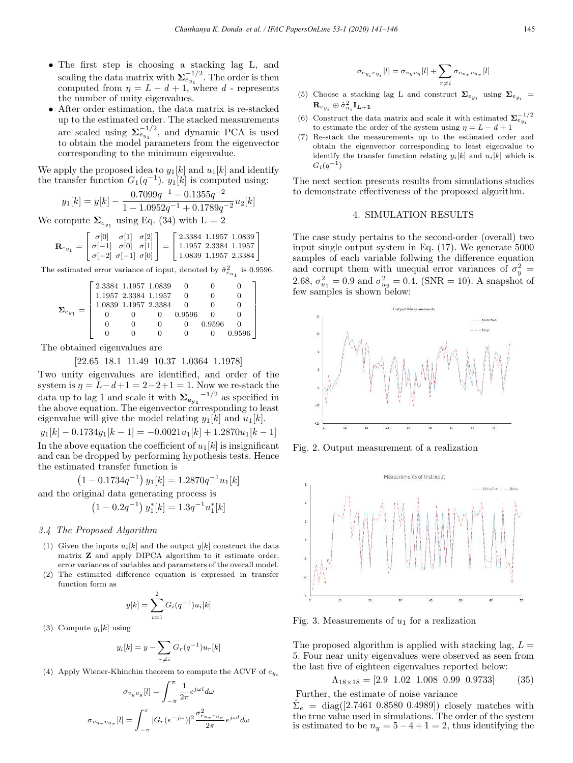- The first step is choosing a stacking lag L, and scaling the data matrix with $\Sigma_{e_{y_1}}^{-1/2}$. The order is then computed from $\eta = L - d + 1$, where $d$ - represents the number of unity eigenvalues.
- After order estimation, the data matrix is re-stacked up to the estimated order. The stacked measurements are scaled using $\Sigma_{e_{y_1}}^{-1/2}$, and dynamic PCA is used to obtain the model parameters from the eigenvector corresponding to the minimum eigenvalue.

We apply the proposed idea to $y_1[k]$ and $u_1[k]$ and identify the transfer function $G_1(q^{-1})$. $y_1[k]$ is computed using:

$$y_1[k] = y[k] - \frac{0.7099q^{-1} - 0.1355q^{-2}}{1 - 1.0952q^{-1} + 0.1789q^{-2}} u_2[k]$$

We compute $\Sigma_{e_{y_1}}$ using Eq. (34) with L = 2

$$\mathbf{R}_{e_{y_1}} = \begin{bmatrix} \sigma[0] & \sigma[1] & \sigma[2] \\ \sigma[-1] & \sigma[0] & \sigma[1] \\ \sigma[-2] & \sigma[-1] & \sigma[0] \end{bmatrix} = \begin{bmatrix} 2.3384 & 1.1957 & 1.0839 \\ 1.1957 & 2.3384 & 1.1957 \\ 1.0839 & 1.1957 & 2.3384 \end{bmatrix}$$

The estimated error variance of input, denoted by $\hat{\sigma}^2_{e_{u_1}}$ is 0.9596.

$$\Sigma_{e_{y_1}} = \begin{bmatrix} 2.3384 & 1.1957 & 1.0839 & 0 & 0 & 0 \\ 1.1957 & 2.3384 & 1.1957 & 0 & 0 & 0 \\ 1.0839 & 1.1957 & 2.3384 & 0 & 0 & 0 \\ 0 & 0 & 0 & 0.9596 & 0 & 0 \\ 0 & 0 & 0 & 0 & 0.9596 & 0 \\ 0 & 0 & 0 & 0 & 0 & 0.9596 \end{bmatrix}$$

The obtained eigenvalues are

$$[22.65 \;\; 18.1 \;\; 11.49 \;\; 10.37 \;\; 1.0364 \;\; 1.1978]$$

Two unity eigenvalues are identified, and order of the system is $\eta = L - d + 1 = 2 - 2 + 1 = 1$. Now we re-stack the data up to lag 1 and scale it with $\mathbf{\Sigma_{e_{y_1}}}^{-1/2}$ as specified in the above equation. The eigenvector corresponding to least eigenvalue will give the model relating $y_1[k]$ and $u_1[k]$.

$$y_1[k] - 0.1734y_1[k-1] = -0.0021u_1[k] + 1.2870u_1[k-1]$$

In the above equation the coefficient of $u_1[k]$ is insignificant and can be dropped by performing hypothesis tests. Hence the estimated transfer function is

$$\left(1 - 0.1734q^{-1}\right) y_1[k] = 1.2870q^{-1}u_1[k]$$

and the original data generating process is

$$\left(1 - 0.2q^{-1}\right) y_1^*[k] = 1.3q^{-1}u_1^*[k]$$

### 3.4 The Proposed Algorithm

(1) Given the inputs $u_i[k]$ and the output $y[k]$ construct the data matrix $\mathbf{Z}$ and apply DIPCA algorithm to it estimate order, error variances of variables and parameters of the overall model.

(2) The estimated difference equation is expressed in transfer function form as

$$y[k] = \sum_{i=1}^{2} G_i(q^{-1})u_i[k]$$

(3) Compute $y_i[k]$ using

$$y_i[k] = y - \sum_{r \neq i} G_r(q^{-1})u_r[k]$$

(4) Apply Wiener-Khinchin theorem to compute the ACVF of $e_{y_i}$

$$\sigma_{v_y v_y}[l] = \int_{-\pi}^{\pi} \frac{1}{2\pi} e^{j\omega l} d\omega$$

$$\sigma_{v_{u_r} v_{u_r}}[l] = \int_{-\pi}^{\pi} |G_r(e^{-j\omega})|^2 \frac{\sigma^2_{e_{u_r} e_{u_r}}}{2\pi} e^{j\omega l} d\omega$$

$$\sigma_{e_{y_i} e_{y_i}}[l] = \sigma_{v_y v_y}[l] + \sum_{r \neq i} \sigma_{v_{u_r} v_{u_r}}[l]$$

(5) Choose a stacking lag L and construct $\Sigma_{e_{y_i}}$ using $\Sigma_{e_{y_i}} = \mathbf{R}_{e_{y_i}} \oplus \hat{\sigma}^2_{u_i} \mathbf{I_{L+1}}$

(6) Construct the data matrix and scale it with estimated $\Sigma_{e_{y_i}}^{-1/2}$ to estimate the order of the system using $\eta = L - d + 1$

(7) Re-stack the measurements up to the estimated order and obtain the eigenvector corresponding to least eigenvalue to identify the transfer function relating $y_i[k]$ and $u_i[k]$ which is $G_i(q^{-1})$

The next section presents results from simulations studies to demonstrate effectiveness of the proposed algorithm.

## 4. SIMULATION RESULTS

The case study pertains to the second-order (overall) two input single output system in Eq. (17). We generate 5000 samples of each variable follwing the difference equation and corrupt them with unequal error variances of $\sigma_y^2 = 2.68$, $\sigma_{u_1}^2 = 0.9$ and $\sigma_{u_2}^2 = 0.4$. (SNR = 10). A snapshot of few samples is shown below:

Fig. 2. Output measurement of a realization

Fig. 3. Measurements of $u_1$ for a realization

The proposed algorithm is applied with stacking lag, $L = 5$. Four near unity eigenvalues were observed as seen from the last five of eighteen eigenvalues reported below:

$$\Lambda_{18 \times 18} = [2.9 \;\; 1.02 \;\; 1.008 \;\; 0.99 \;\; 0.9733] \tag{35}$$

Further, the estimate of noise variance $\hat{\Sigma}_e = \text{diag}([2.7461 \;\; 0.8580 \;\; 0.4989])$ closely matches with the true value used in simulations. The order of the system is estimated to be $n_y = 5 - 4 + 1 = 2$, thus identifying the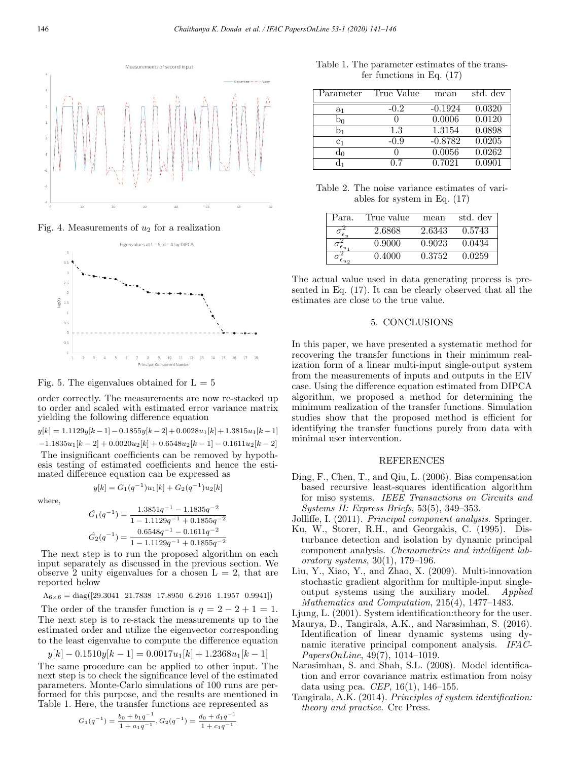Measurements of second input

Noisefree - - Noisy

Fig. 4. Measurements of $u_2$ for a realization

Eigenvalues at L = 5, d = 4 by DIPCA

log(λ)

Principal Component Number

Fig. 5. The eigenvalues obtained for L = 5

order correctly. The measurements are now re-stacked up to order and scaled with estimated error variance matrix yielding the following difference equation

$$y[k] = 1.1129y[k-1] - 0.1855y[k-2] + 0.0028u_1[k] + 1.3815u_1[k-1]$$
$$-1.1835u_1[k-2] + 0.0020u_2[k] + 0.6548u_2[k-1] - 0.1611u_2[k-2]$$

The insignificant coefficients can be removed by hypothesis testing of estimated coefficients and hence the estimated difference equation can be expressed as

$$y[k] = G_1(q^{-1})u_1[k] + G_2(q^{-1})u_2[k]$$

where,

$$\hat{G}_1(q^{-1}) = \frac{1.3851q^{-1} - 1.1835q^{-2}}{1 - 1.1129q^{-1} + 0.1855q^{-2}}$$

$$\hat{G}_2(q^{-1}) = \frac{0.6548q^{-1} - 0.1611q^{-2}}{1 - 1.1129q^{-1} + 0.1855q^{-2}}$$

The next step is to run the proposed algorithm on each input separately as discussed in the previous section. We observe 2 unity eigenvalues for a chosen L = 2, that are reported below

$$\Lambda_{6\times 6} = \text{diag}([29.3041 \;\; 21.7838 \;\; 17.8950 \;\; 6.2916 \;\; 1.1957 \;\; 0.9941])$$

The order of the transfer function is $\eta = 2 - 2 + 1 = 1$. The next step is to re-stack the measurements up to the estimated order and utilize the eigenvector corresponding to the least eigenvalue to compute the difference equation

$$y[k] - 0.1510y[k-1] = 0.0017u_1[k] + 1.2368u_1[k-1]$$

The same procedure can be applied to other input. The next step is to check the significance level of the estimated parameters. Monte-Carlo simulations of 100 runs are performed for this purpose, and the results are mentioned in Table 1. Here, the transfer functions are represented as

$$G_1(q^{-1}) = \frac{b_0 + b_1q^{-1}}{1 + a_1q^{-1}}, G_2(q^{-1}) = \frac{d_0 + d_1q^{-1}}{1 + c_1q^{-1}}$$

Table 1. The parameter estimates of the transfer functions in Eq. (17)

| Parameter | True Value | mean | std. dev |
|---|---|---|---|
| $a_1$ | -0.2 | -0.1924 | 0.0320 |
| $b_0$ | 0 | 0.0006 | 0.0120 |
| $b_1$ | 1.3 | 1.3154 | 0.0898 |
| $c_1$ | -0.9 | -0.8782 | 0.0205 |
| $d_0$ | 0 | 0.0056 | 0.0262 |
| $d_1$ | 0.7 | 0.7021 | 0.0901 |

Table 2. The noise variance estimates of variables for system in Eq. (17)

| Para. | True value | mean | std. dev |
|---|---|---|---|
| $\sigma^2_{\epsilon_y}$ | 2.6868 | 2.6343 | 0.5743 |
| $\sigma^2_{\epsilon_{u_1}}$ | 0.9000 | 0.9023 | 0.0434 |
| $\sigma^2_{\epsilon_{u_2}}$ | 0.4000 | 0.3752 | 0.0259 |

The actual value used in data generating process is presented in Eq. (17). It can be clearly observed that all the estimates are close to the true value.

## 5. CONCLUSIONS

In this paper, we have presented a systematic method for recovering the transfer functions in their minimum realization form of a linear multi-input single-output system from the measurements of inputs and outputs in the EIV case. Using the difference equation estimated from DIPCA algorithm, we proposed a method for determining the minimum realization of the transfer functions. Simulation studies show that the proposed method is efficient for identifying the transfer functions purely from data with minimal user intervention.

## REFERENCES

Ding, F., Chen, T., and Qiu, L. (2006). Bias compensation based recursive least-squares identification algorithm for miso systems. *IEEE Transactions on Circuits and Systems II: Express Briefs*, 53(5), 349–353.

Jolliffe, I. (2011). *Principal component analysis*. Springer.

Ku, W., Storer, R.H., and Georgakis, C. (1995). Disturbance detection and isolation by dynamic principal component analysis. *Chemometrics and intelligent laboratory systems*, 30(1), 179–196.

Liu, Y., Xiao, Y., and Zhao, X. (2009). Multi-innovation stochastic gradient algorithm for multiple-input single-output systems using the auxiliary model. *Applied Mathematics and Computation*, 215(4), 1477–1483.

Ljung, L. (2001). System identification:theory for the user.

Maurya, D., Tangirala, A.K., and Narasimhan, S. (2016). Identification of linear dynamic systems using dynamic iterative principal component analysis. *IFAC-PapersOnLine*, 49(7), 1014–1019.

Narasimhan, S. and Shah, S.L. (2008). Model identification and error covariance matrix estimation from noisy data using pca. *CEP*, 16(1), 146–155.

Tangirala, A.K. (2014). *Principles of system identification: theory and practice*. Crc Press.